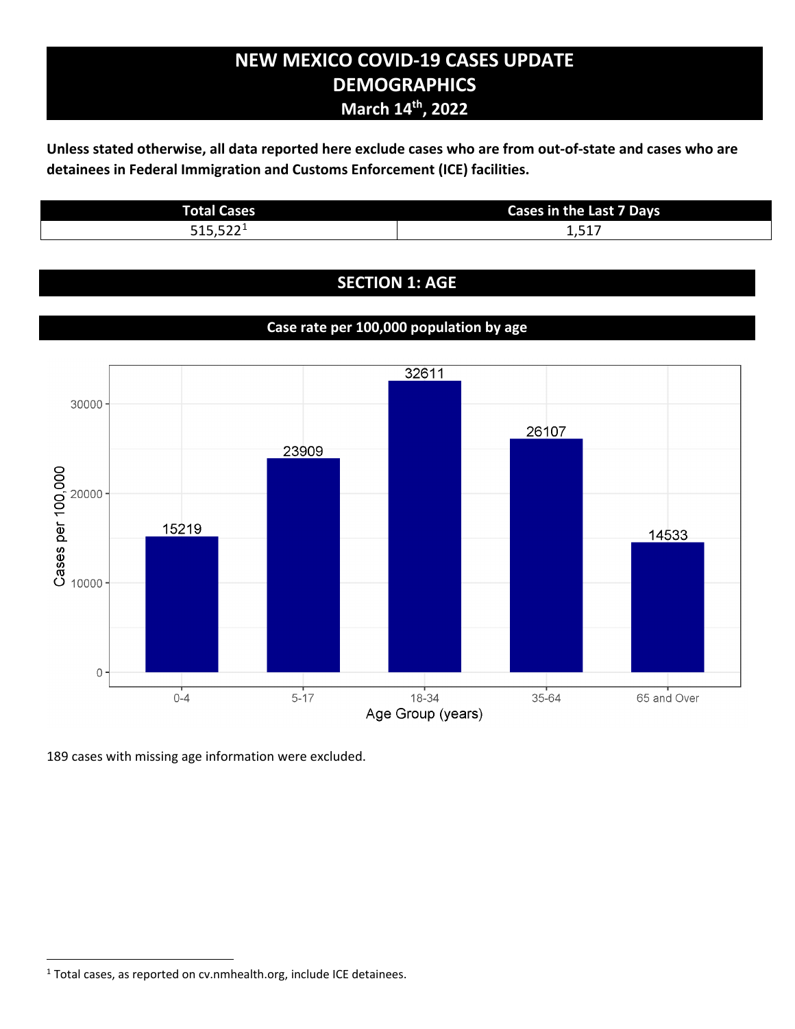# NEW MEXICO COVID-19 CASES UPDATE
# DEMOGRAPHICS
## March 14th, 2022

**Unless stated otherwise, all data reported here exclude cases who are from out-of-state and cases who are detainees in Federal Immigration and Customs Enforcement (ICE) facilities.**

| Total Cases | Cases in the Last 7 Days |
|---|---|
| 515,522[1] | 1,517 |

## SECTION 1: AGE

### Case rate per 100,000 population by age

| Age Group (years) | Cases per 100,000 |
|---|---|
| 0-4 | 15219 |
| 5-17 | 23909 |
| 18-34 | 32611 |
| 35-64 | 26107 |
| 65 and Over | 14533 |

189 cases with missing age information were excluded.

[1] Total cases, as reported on cv.nmhealth.org, include ICE detainees.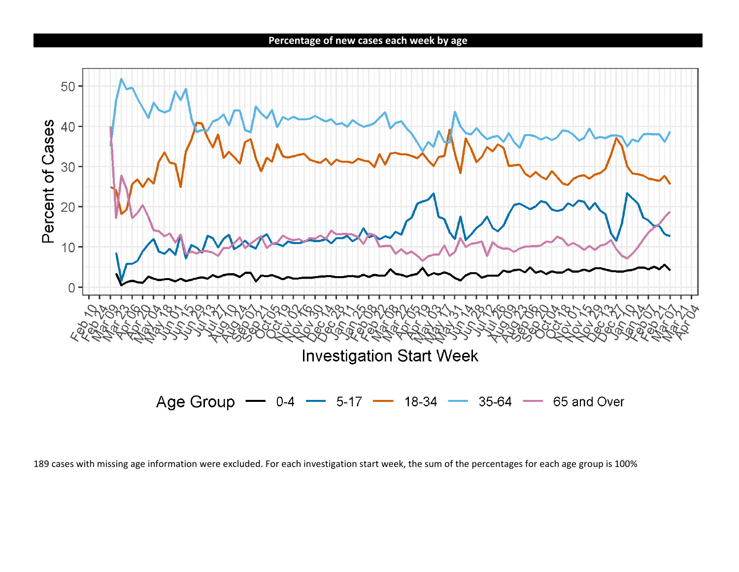## Percentage of new cases each week by age

189 cases with missing age information were excluded. For each investigation start week, the sum of the percentages for each age group is 100%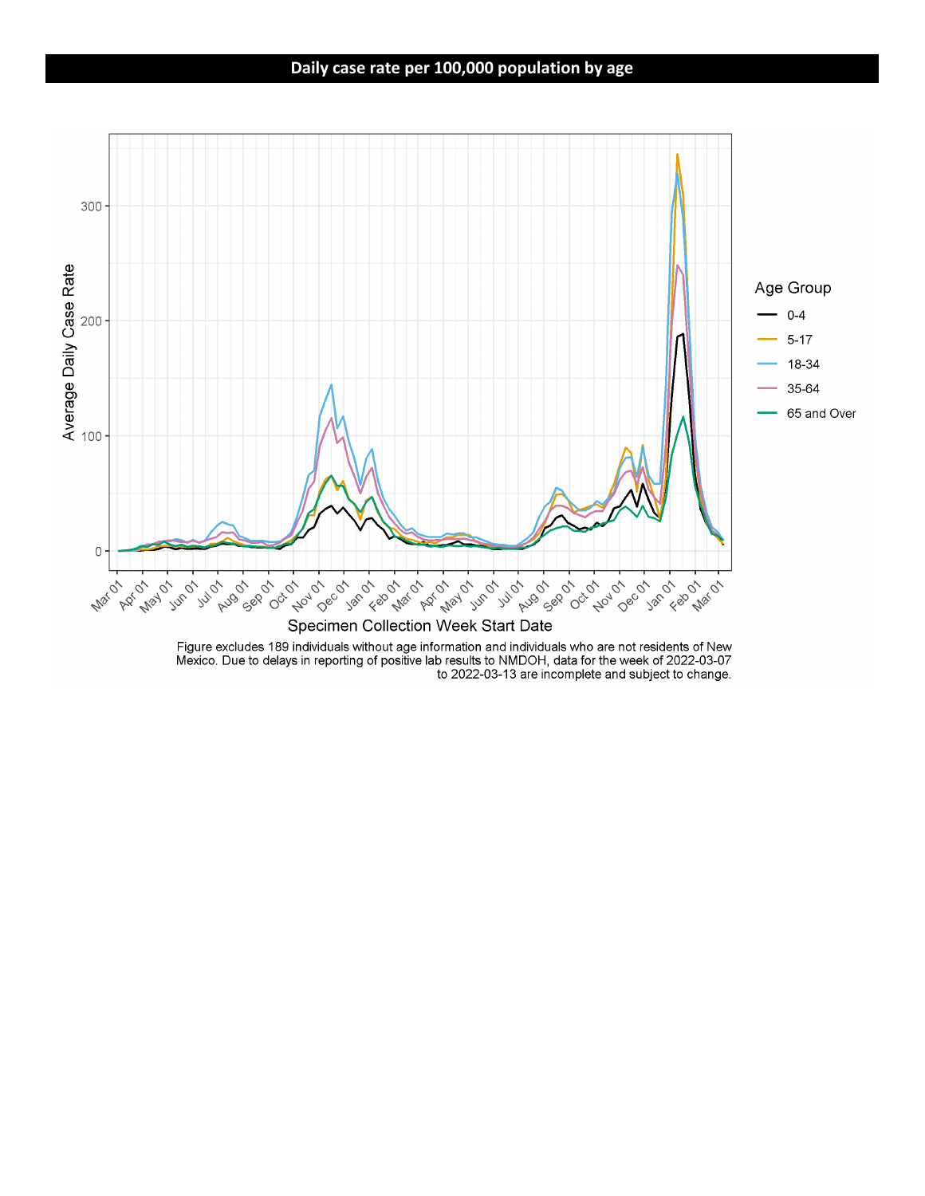## Daily case rate per 100,000 population by age

Figure excludes 189 individuals without age information and individuals who are not residents of New Mexico. Due to delays in reporting of positive lab results to NMDOH, data for the week of 2022-03-07 to 2022-03-13 are incomplete and subject to change.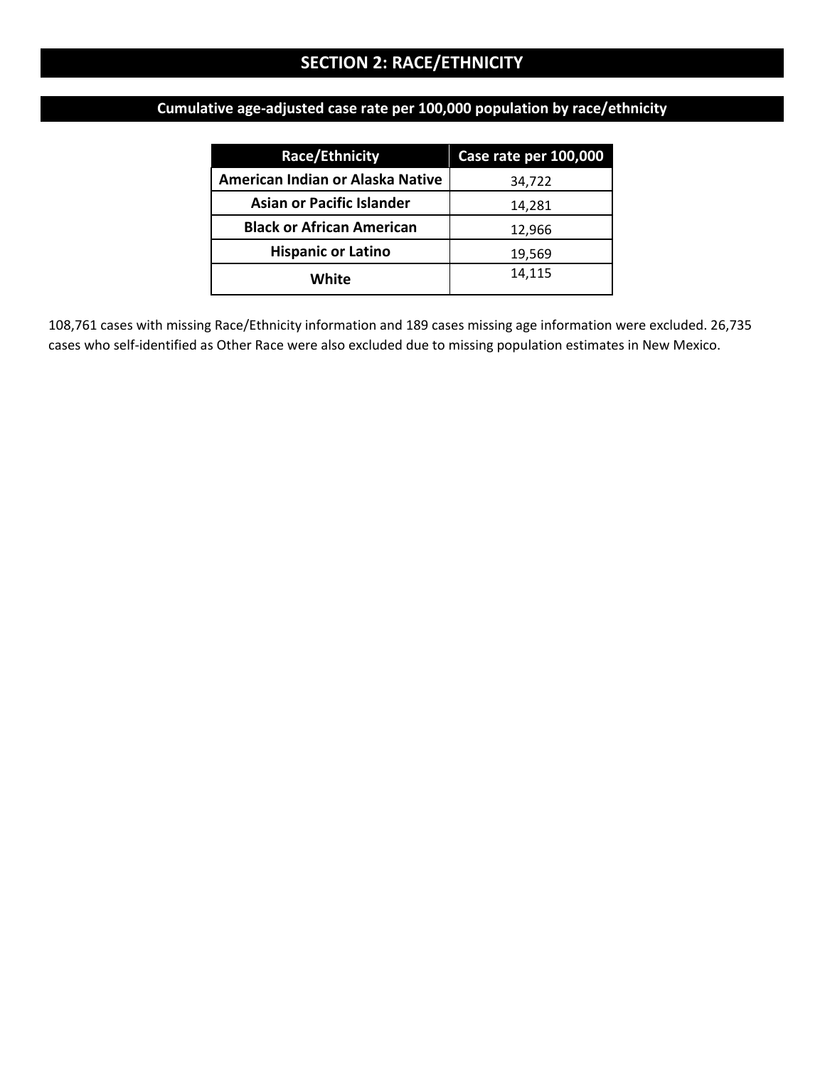# SECTION 2: RACE/ETHNICITY

## Cumulative age-adjusted case rate per 100,000 population by race/ethnicity

| Race/Ethnicity | Case rate per 100,000 |
| --- | --- |
| **American Indian or Alaska Native** | 34,722 |
| **Asian or Pacific Islander** | 14,281 |
| **Black or African American** | 12,966 |
| **Hispanic or Latino** | 19,569 |
| **White** | 14,115 |

108,761 cases with missing Race/Ethnicity information and 189 cases missing age information were excluded. 26,735 cases who self-identified as Other Race were also excluded due to missing population estimates in New Mexico.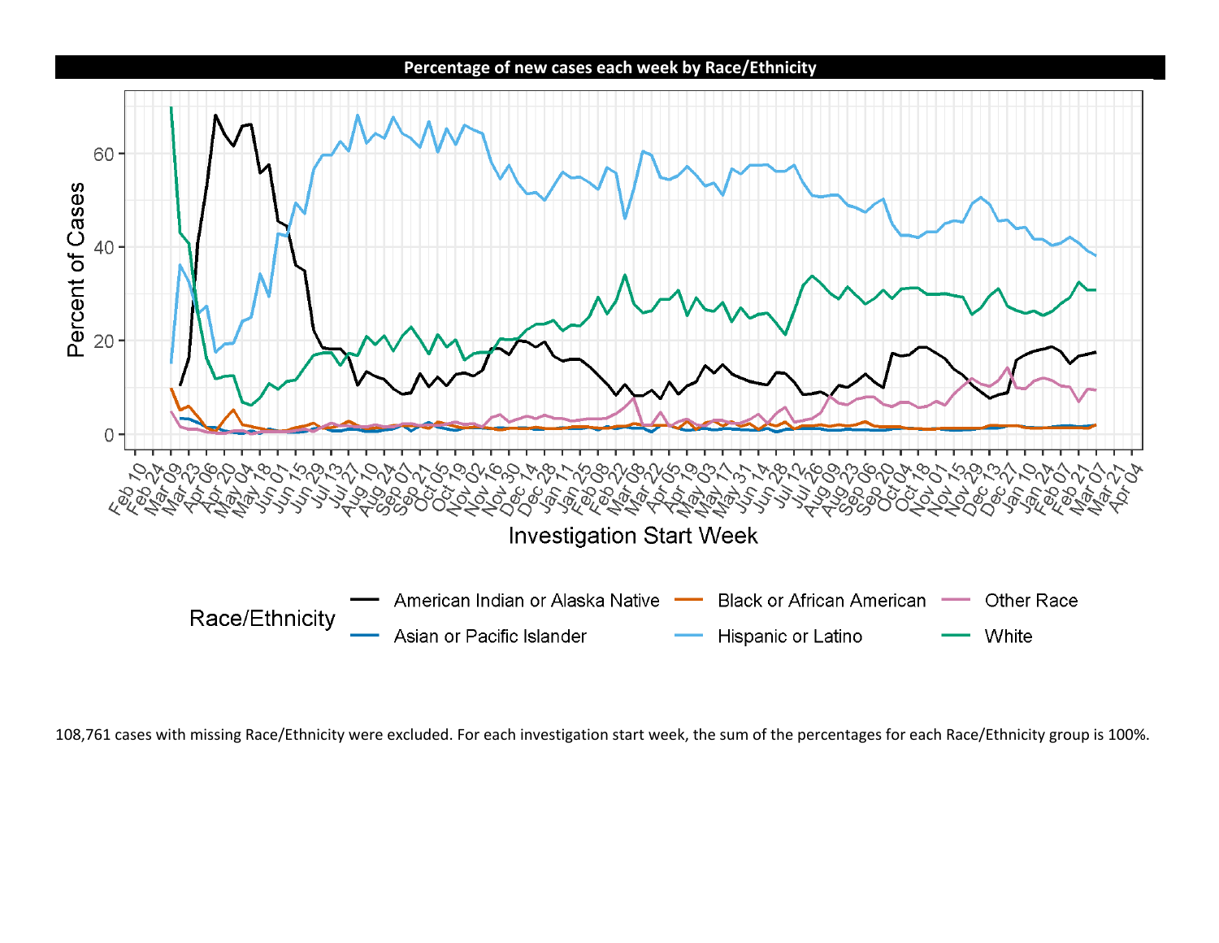## Percentage of new cases each week by Race/Ethnicity

108,761 cases with missing Race/Ethnicity were excluded. For each investigation start week, the sum of the percentages for each Race/Ethnicity group is 100%.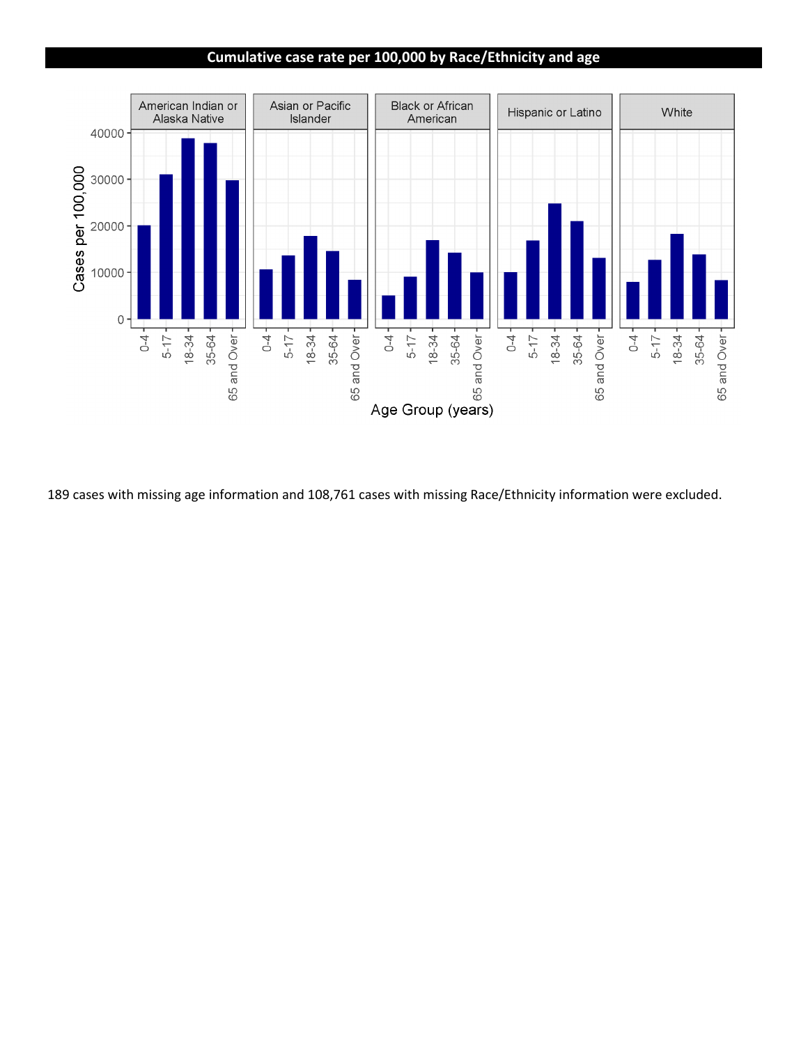## Cumulative case rate per 100,000 by Race/Ethnicity and age

189 cases with missing age information and 108,761 cases with missing Race/Ethnicity information were excluded.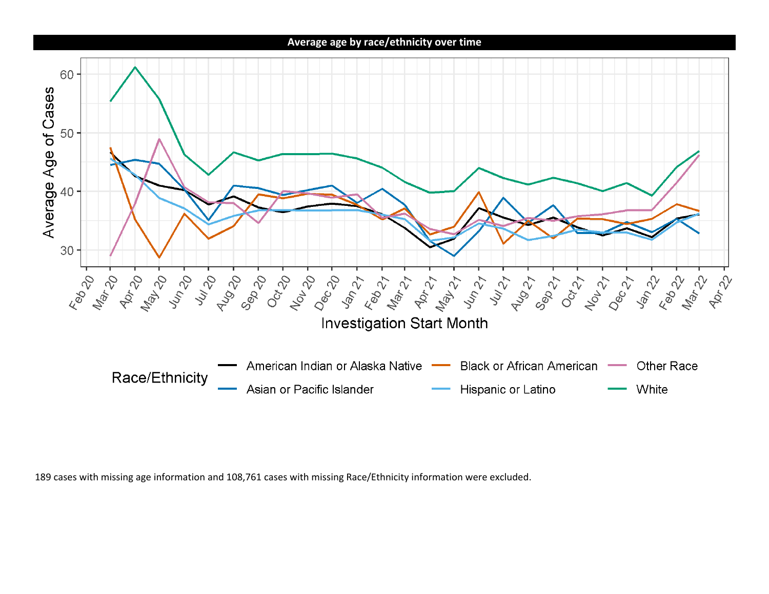**Average age by race/ethnicity over time**

189 cases with missing age information and 108,761 cases with missing Race/Ethnicity information were excluded.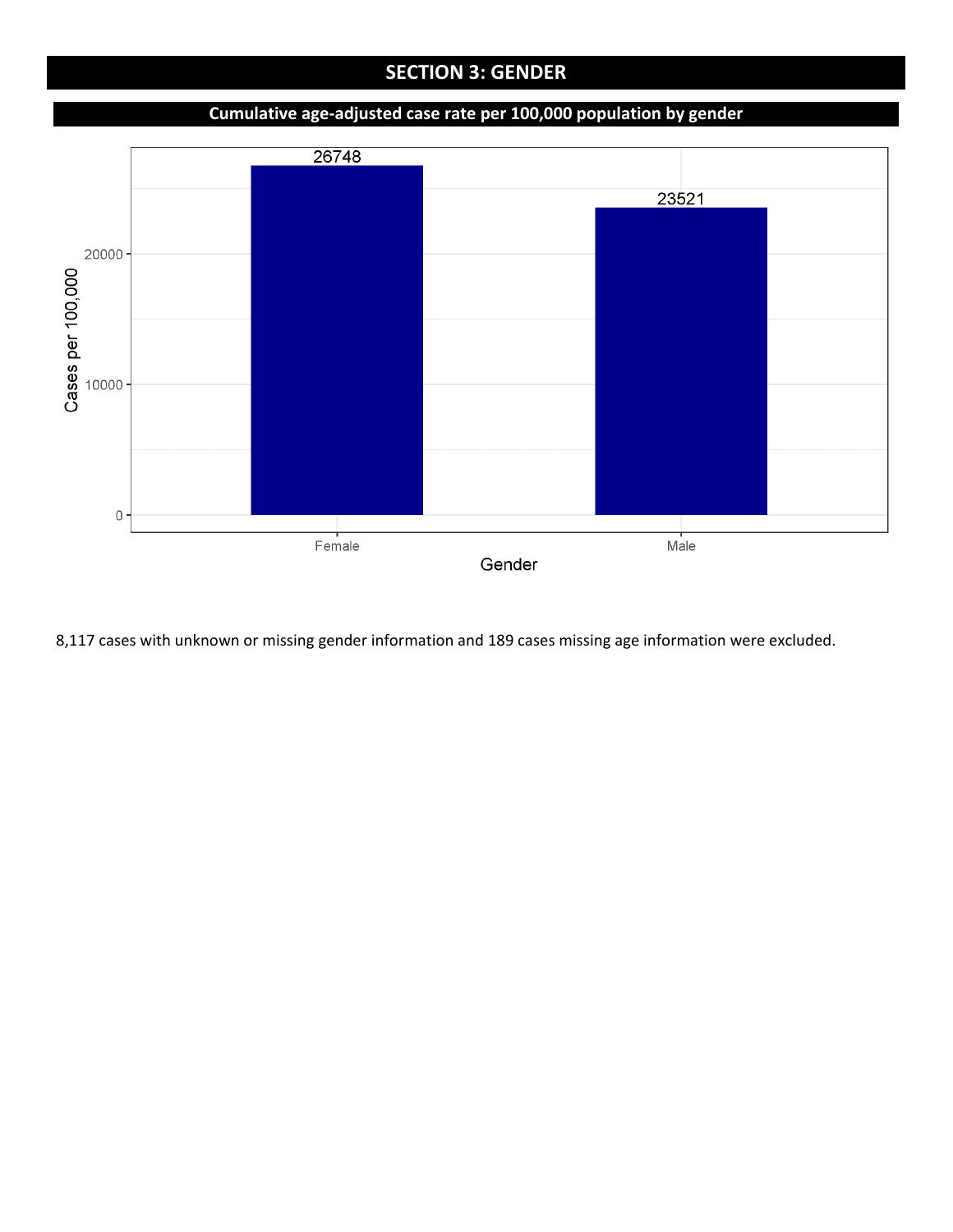# SECTION 3: GENDER

## Cumulative age-adjusted case rate per 100,000 population by gender

| Gender | Cases per 100,000 |
| --- | --- |
| Female | 26748 |
| Male | 23521 |

8,117 cases with unknown or missing gender information and 189 cases missing age information were excluded.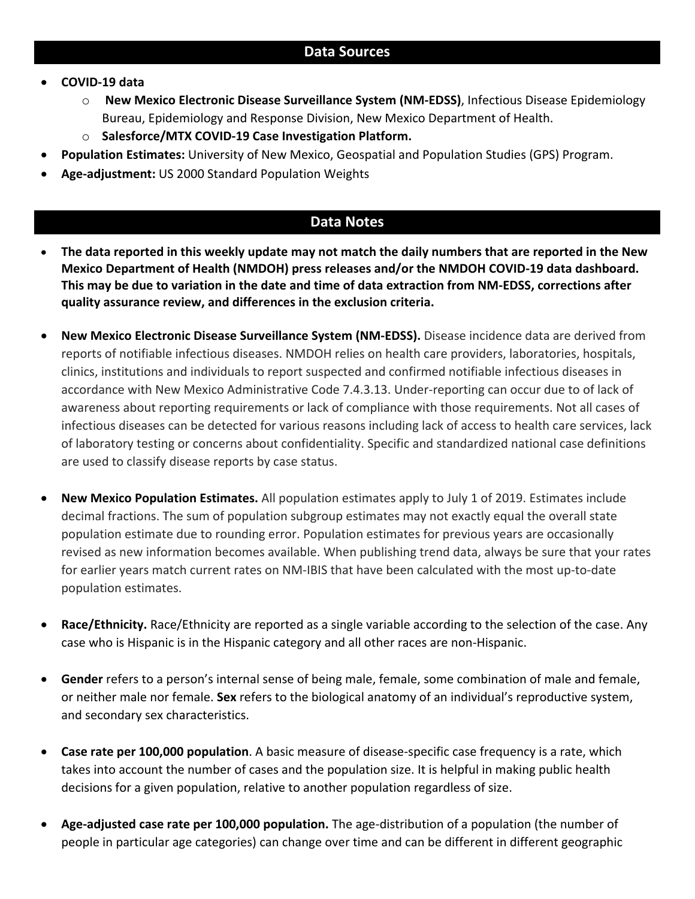## Data Sources

- **COVID-19 data**
  - **New Mexico Electronic Disease Surveillance System (NM-EDSS)**, Infectious Disease Epidemiology Bureau, Epidemiology and Response Division, New Mexico Department of Health.
  - **Salesforce/MTX COVID-19 Case Investigation Platform.**
- **Population Estimates:** University of New Mexico, Geospatial and Population Studies (GPS) Program.
- **Age-adjustment:** US 2000 Standard Population Weights

## Data Notes

- **The data reported in this weekly update may not match the daily numbers that are reported in the New Mexico Department of Health (NMDOH) press releases and/or the NMDOH COVID-19 data dashboard. This may be due to variation in the date and time of data extraction from NM-EDSS, corrections after quality assurance review, and differences in the exclusion criteria.**

- **New Mexico Electronic Disease Surveillance System (NM-EDSS).** Disease incidence data are derived from reports of notifiable infectious diseases. NMDOH relies on health care providers, laboratories, hospitals, clinics, institutions and individuals to report suspected and confirmed notifiable infectious diseases in accordance with New Mexico Administrative Code 7.4.3.13. Under-reporting can occur due to of lack of awareness about reporting requirements or lack of compliance with those requirements. Not all cases of infectious diseases can be detected for various reasons including lack of access to health care services, lack of laboratory testing or concerns about confidentiality. Specific and standardized national case definitions are used to classify disease reports by case status.

- **New Mexico Population Estimates.** All population estimates apply to July 1 of 2019. Estimates include decimal fractions. The sum of population subgroup estimates may not exactly equal the overall state population estimate due to rounding error. Population estimates for previous years are occasionally revised as new information becomes available. When publishing trend data, always be sure that your rates for earlier years match current rates on NM-IBIS that have been calculated with the most up-to-date population estimates.

- **Race/Ethnicity.** Race/Ethnicity are reported as a single variable according to the selection of the case. Any case who is Hispanic is in the Hispanic category and all other races are non-Hispanic.

- **Gender** refers to a person's internal sense of being male, female, some combination of male and female, or neither male nor female. **Sex** refers to the biological anatomy of an individual's reproductive system, and secondary sex characteristics.

- **Case rate per 100,000 population**. A basic measure of disease-specific case frequency is a rate, which takes into account the number of cases and the population size. It is helpful in making public health decisions for a given population, relative to another population regardless of size.

- **Age-adjusted case rate per 100,000 population.** The age-distribution of a population (the number of people in particular age categories) can change over time and can be different in different geographic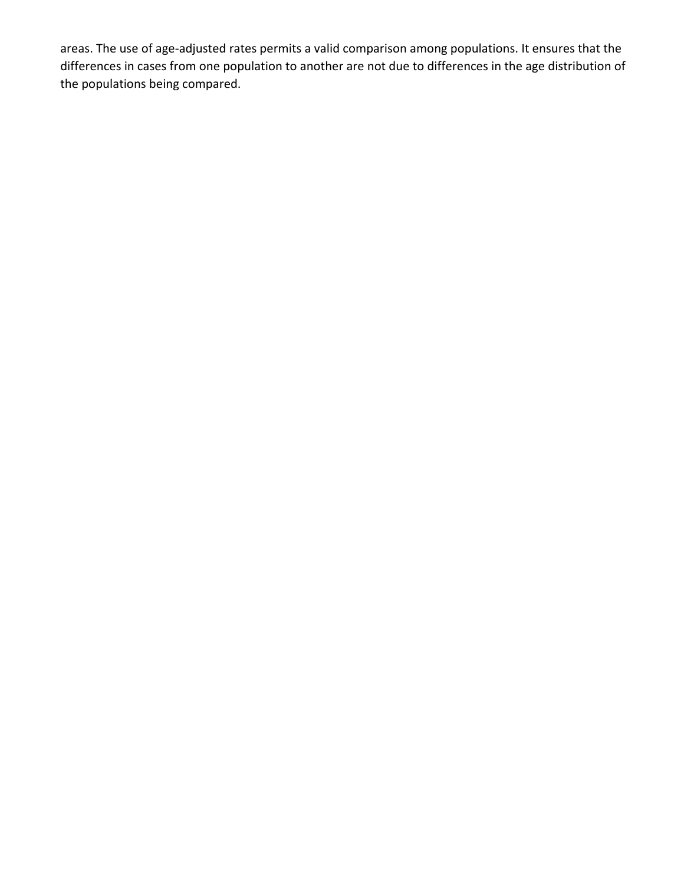areas. The use of age-adjusted rates permits a valid comparison among populations. It ensures that the differences in cases from one population to another are not due to differences in the age distribution of the populations being compared.